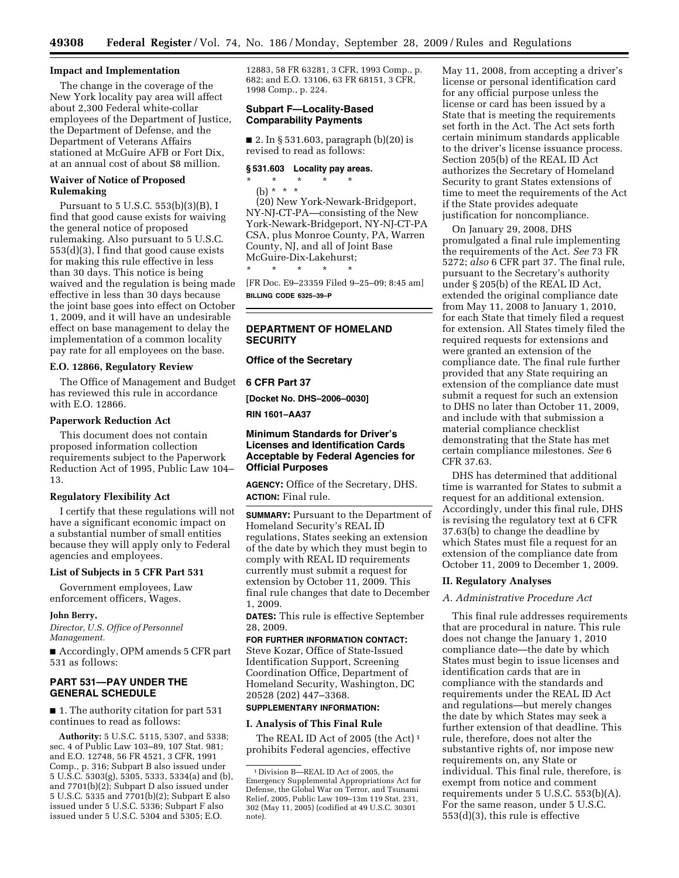### Impact and Implementation

The change in the coverage of the New York locality pay area will affect about 2,300 Federal white-collar employees of the Department of Justice, the Department of Defense, and the Department of Veterans Affairs stationed at McGuire AFB or Fort Dix, at an annual cost of about $8 million.

### Waiver of Notice of Proposed Rulemaking

Pursuant to 5 U.S.C. 553(b)(3)(B), I find that good cause exists for waiving the general notice of proposed rulemaking. Also pursuant to 5 U.S.C. 553(d)(3), I find that good cause exists for making this rule effective in less than 30 days. This notice is being waived and the regulation is being made effective in less than 30 days because the joint base goes into effect on October 1, 2009, and it will have an undesirable effect on base management to delay the implementation of a common locality pay rate for all employees on the base.

### E.O. 12866, Regulatory Review

The Office of Management and Budget has reviewed this rule in accordance with E.O. 12866.

### Paperwork Reduction Act

This document does not contain proposed information collection requirements subject to the Paperwork Reduction Act of 1995, Public Law 104–13.

### Regulatory Flexibility Act

I certify that these regulations will not have a significant economic impact on a substantial number of small entities because they will apply only to Federal agencies and employees.

### List of Subjects in 5 CFR Part 531

Government employees, Law enforcement officers, Wages.

**John Berry,**

*Director, U.S. Office of Personnel Management.*

■ Accordingly, OPM amends 5 CFR part 531 as follows:

## PART 531—PAY UNDER THE GENERAL SCHEDULE

■ 1. The authority citation for part 531 continues to read as follows:

**Authority:** 5 U.S.C. 5115, 5307, and 5338; sec. 4 of Public Law 103–89, 107 Stat. 981; and E.O. 12748, 56 FR 4521, 3 CFR, 1991 Comp., p. 316; Subpart B also issued under 5 U.S.C. 5303(g), 5305, 5333, 5334(a) and (b), and 7701(b)(2); Subpart D also issued under 5 U.S.C. 5335 and 7701(b)(2); Subpart E also issued under 5 U.S.C. 5336; Subpart F also issued under 5 U.S.C. 5304 and 5305; E.O. 12883, 58 FR 63281, 3 CFR, 1993 Comp., p. 682; and E.O. 13106, 63 FR 68151, 3 CFR, 1998 Comp., p. 224.

### Subpart F—Locality-Based Comparability Payments

■ 2. In § 531.603, paragraph (b)(20) is revised to read as follows:

**§ 531.603 Locality pay areas.**

\* \* \* \* \*

(b) \* \* \*

(20) New York-Newark-Bridgeport, NY-NJ-CT-PA—consisting of the New York-Newark-Bridgeport, NY-NJ-CT-PA CSA, plus Monroe County, PA, Warren County, NJ, and all of Joint Base McGuire-Dix-Lakehurst;

\* \* \* \* \*

[FR Doc. E9–23359 Filed 9–25–09; 8:45 am]

**BILLING CODE 6325–39–P**

---

## DEPARTMENT OF HOMELAND SECURITY

### Office of the Secretary

### 6 CFR Part 37

**[Docket No. DHS–2006–0030]**

**RIN 1601–AA37**

### Minimum Standards for Driver's Licenses and Identification Cards Acceptable by Federal Agencies for Official Purposes

**AGENCY:** Office of the Secretary, DHS.

**ACTION:** Final rule.

**SUMMARY:** Pursuant to the Department of Homeland Security's REAL ID regulations, States seeking an extension of the date by which they must begin to comply with REAL ID requirements currently must submit a request for extension by October 11, 2009. This final rule changes that date to December 1, 2009.

**DATES:** This rule is effective September 28, 2009.

**FOR FURTHER INFORMATION CONTACT:** Steve Kozar, Office of State-Issued Identification Support, Screening Coordination Office, Department of Homeland Security, Washington, DC 20528 (202) 447–3368.

**SUPPLEMENTARY INFORMATION:**

### I. Analysis of This Final Rule

The REAL ID Act of 2005 (the Act)[1] prohibits Federal agencies, effective May 11, 2008, from accepting a driver's license or personal identification card for any official purpose unless the license or card has been issued by a State that is meeting the requirements set forth in the Act. The Act sets forth certain minimum standards applicable to the driver's license issuance process. Section 205(b) of the REAL ID Act authorizes the Secretary of Homeland Security to grant States extensions of time to meet the requirements of the Act if the State provides adequate justification for noncompliance.

On January 29, 2008, DHS promulgated a final rule implementing the requirements of the Act. *See* 73 FR 5272; *also* 6 CFR part 37. The final rule, pursuant to the Secretary's authority under § 205(b) of the REAL ID Act, extended the original compliance date from May 11, 2008 to January 1, 2010, for each State that timely filed a request for extension. All States timely filed the required requests for extensions and were granted an extension of the compliance date. The final rule further provided that any State requiring an extension of the compliance date must submit a request for such an extension to DHS no later than October 11, 2009, and include with that submission a material compliance checklist demonstrating that the State has met certain compliance milestones. *See* 6 CFR 37.63.

DHS has determined that additional time is warranted for States to submit a request for an additional extension. Accordingly, under this final rule, DHS is revising the regulatory text at 6 CFR 37.63(b) to change the deadline by which States must file a request for an extension of the compliance date from October 11, 2009 to December 1, 2009.

### II. Regulatory Analyses

#### *A. Administrative Procedure Act*

This final rule addresses requirements that are procedural in nature. This rule does not change the January 1, 2010 compliance date—the date by which States must begin to issue licenses and identification cards that are in compliance with the standards and requirements under the REAL ID Act and regulations—but merely changes the date by which States may seek a further extension of that deadline. This rule, therefore, does not alter the substantive rights of, nor impose new requirements on, any State or individual. This final rule, therefore, is exempt from notice and comment requirements under 5 U.S.C. 553(b)(A). For the same reason, under 5 U.S.C. 553(d)(3), this rule is effective

---

[1] Division B—REAL ID Act of 2005, the Emergency Supplemental Appropriations Act for Defense, the Global War on Terror, and Tsunami Relief, 2005, Public Law 109–13m 119 Stat. 231, 302 (May 11, 2005) (codified at 49 U.S.C. 30301 note).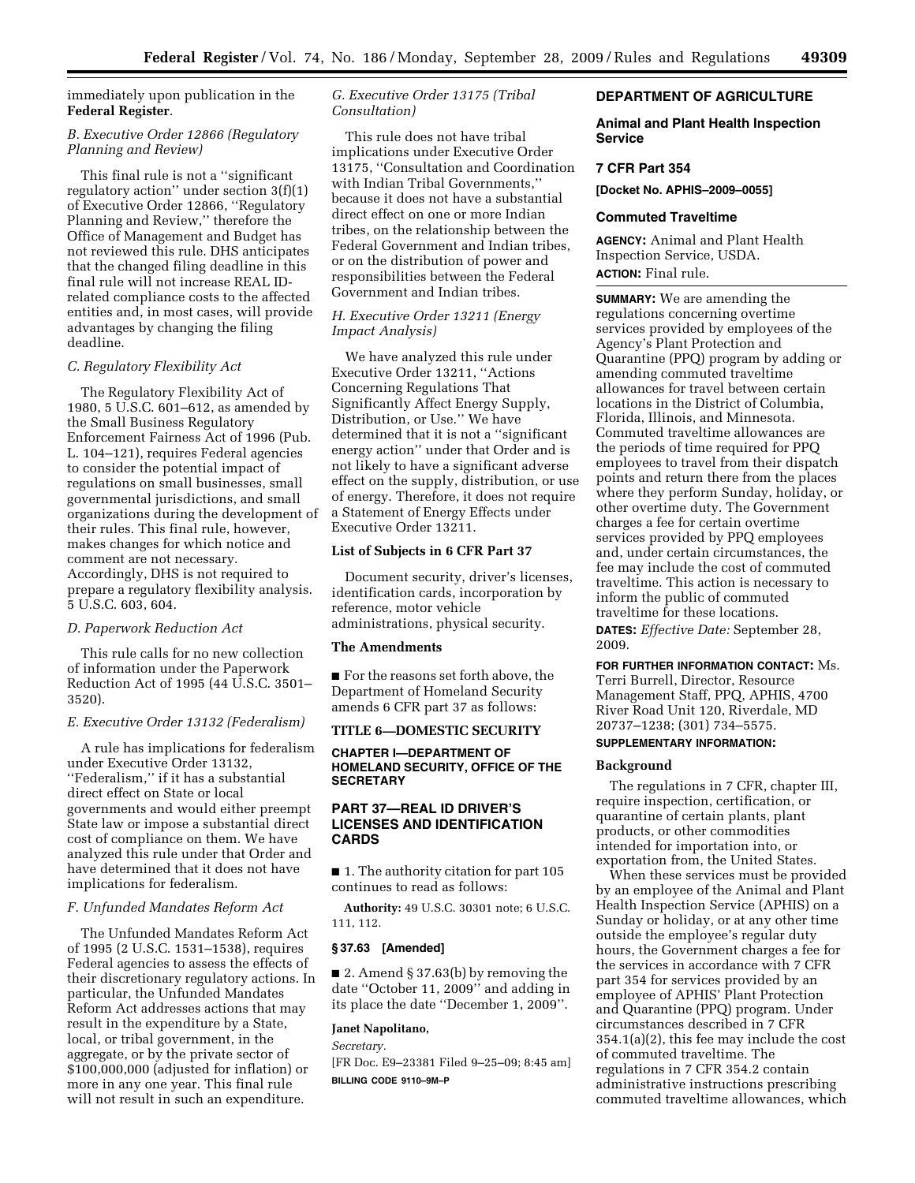immediately upon publication in the **Federal Register**.

### *B. Executive Order 12866 (Regulatory Planning and Review)*

This final rule is not a ''significant regulatory action'' under section 3(f)(1) of Executive Order 12866, ''Regulatory Planning and Review,'' therefore the Office of Management and Budget has not reviewed this rule. DHS anticipates that the changed filing deadline in this final rule will not increase REAL ID-related compliance costs to the affected entities and, in most cases, will provide advantages by changing the filing deadline.

### *C. Regulatory Flexibility Act*

The Regulatory Flexibility Act of 1980, 5 U.S.C. 601–612, as amended by the Small Business Regulatory Enforcement Fairness Act of 1996 (Pub. L. 104–121), requires Federal agencies to consider the potential impact of regulations on small businesses, small governmental jurisdictions, and small organizations during the development of their rules. This final rule, however, makes changes for which notice and comment are not necessary. Accordingly, DHS is not required to prepare a regulatory flexibility analysis. 5 U.S.C. 603, 604.

### *D. Paperwork Reduction Act*

This rule calls for no new collection of information under the Paperwork Reduction Act of 1995 (44 U.S.C. 3501–3520).

### *E. Executive Order 13132 (Federalism)*

A rule has implications for federalism under Executive Order 13132, ''Federalism,'' if it has a substantial direct effect on State or local governments and would either preempt State law or impose a substantial direct cost of compliance on them. We have analyzed this rule under that Order and have determined that it does not have implications for federalism.

### *F. Unfunded Mandates Reform Act*

The Unfunded Mandates Reform Act of 1995 (2 U.S.C. 1531–1538), requires Federal agencies to assess the effects of their discretionary regulatory actions. In particular, the Unfunded Mandates Reform Act addresses actions that may result in the expenditure by a State, local, or tribal government, in the aggregate, or by the private sector of $100,000,000 (adjusted for inflation) or more in any one year. This final rule will not result in such an expenditure.

### *G. Executive Order 13175 (Tribal Consultation)*

This rule does not have tribal implications under Executive Order 13175, ''Consultation and Coordination with Indian Tribal Governments,'' because it does not have a substantial direct effect on one or more Indian tribes, on the relationship between the Federal Government and Indian tribes, or on the distribution of power and responsibilities between the Federal Government and Indian tribes.

### *H. Executive Order 13211 (Energy Impact Analysis)*

We have analyzed this rule under Executive Order 13211, ''Actions Concerning Regulations That Significantly Affect Energy Supply, Distribution, or Use.'' We have determined that it is not a ''significant energy action'' under that Order and is not likely to have a significant adverse effect on the supply, distribution, or use of energy. Therefore, it does not require a Statement of Energy Effects under Executive Order 13211.

### List of Subjects in 6 CFR Part 37

Document security, driver's licenses, identification cards, incorporation by reference, motor vehicle administrations, physical security.

### The Amendments

■ For the reasons set forth above, the Department of Homeland Security amends 6 CFR part 37 as follows:

## TITLE 6—DOMESTIC SECURITY

### CHAPTER I—DEPARTMENT OF HOMELAND SECURITY, OFFICE OF THE SECRETARY

## PART 37—REAL ID DRIVER'S LICENSES AND IDENTIFICATION CARDS

■ 1. The authority citation for part 105 continues to read as follows:

**Authority:** 49 U.S.C. 30301 note; 6 U.S.C. 111, 112.

### § 37.63 [Amended]

■ 2. Amend § 37.63(b) by removing the date ''October 11, 2009'' and adding in its place the date ''December 1, 2009''.

**Janet Napolitano,**

*Secretary.*

[FR Doc. E9–23381 Filed 9–25–09; 8:45 am]

**BILLING CODE 9110–9M–P**

## DEPARTMENT OF AGRICULTURE

### Animal and Plant Health Inspection Service

### 7 CFR Part 354

**[Docket No. APHIS–2009–0055]**

### Commuted Traveltime

**AGENCY:** Animal and Plant Health Inspection Service, USDA.

**ACTION:** Final rule.

**SUMMARY:** We are amending the regulations concerning overtime services provided by employees of the Agency's Plant Protection and Quarantine (PPQ) program by adding or amending commuted traveltime allowances for travel between certain locations in the District of Columbia, Florida, Illinois, and Minnesota. Commuted traveltime allowances are the periods of time required for PPQ employees to travel from their dispatch points and return there from the places where they perform Sunday, holiday, or other overtime duty. The Government charges a fee for certain overtime services provided by PPQ employees and, under certain circumstances, the fee may include the cost of commuted traveltime. This action is necessary to inform the public of commuted traveltime for these locations.

**DATES:** *Effective Date:* September 28, 2009.

**FOR FURTHER INFORMATION CONTACT:** Ms. Terri Burrell, Director, Resource Management Staff, PPQ, APHIS, 4700 River Road Unit 120, Riverdale, MD 20737–1238; (301) 734–5575.

**SUPPLEMENTARY INFORMATION:**

### Background

The regulations in 7 CFR, chapter III, require inspection, certification, or quarantine of certain plants, plant products, or other commodities intended for importation into, or exportation from, the United States.

When these services must be provided by an employee of the Animal and Plant Health Inspection Service (APHIS) on a Sunday or holiday, or at any other time outside the employee's regular duty hours, the Government charges a fee for the services in accordance with 7 CFR part 354 for services provided by an employee of APHIS' Plant Protection and Quarantine (PPQ) program. Under circumstances described in 7 CFR 354.1(a)(2), this fee may include the cost of commuted traveltime. The regulations in 7 CFR 354.2 contain administrative instructions prescribing commuted traveltime allowances, which